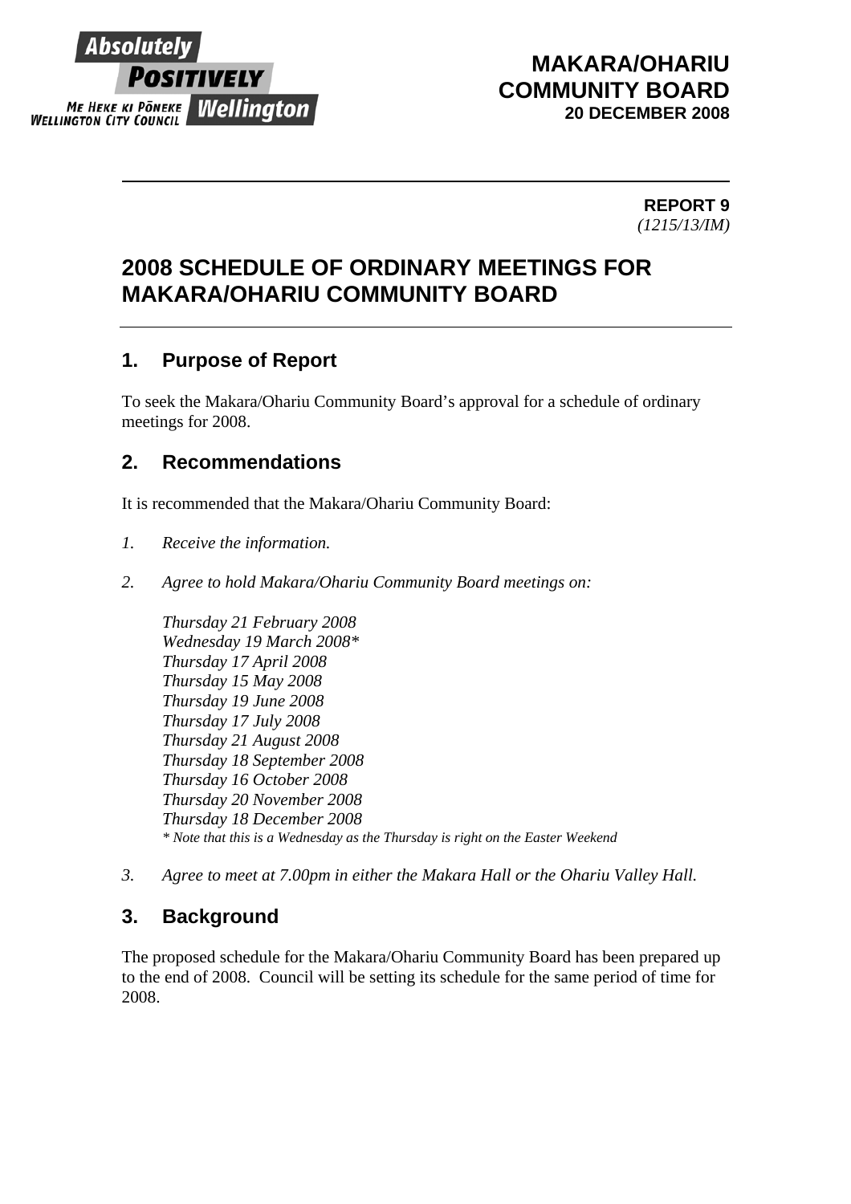**Absolutely POSITIVELY Wellington**
ME HEKE KI PŌNEKE
WELLINGTON CITY COUNCIL

**MAKARA/OHARIU COMMUNITY BOARD**
**20 DECEMBER 2008**

**REPORT 9**
*(1215/13/IM)*

# 2008 SCHEDULE OF ORDINARY MEETINGS FOR MAKARA/OHARIU COMMUNITY BOARD

## 1. Purpose of Report

To seek the Makara/Ohariu Community Board's approval for a schedule of ordinary meetings for 2008.

## 2. Recommendations

It is recommended that the Makara/Ohariu Community Board:

1. *Receive the information.*

2. *Agree to hold Makara/Ohariu Community Board meetings on:*

   *Thursday 21 February 2008*
   *Wednesday 19 March 2008\**
   *Thursday 17 April 2008*
   *Thursday 15 May 2008*
   *Thursday 19 June 2008*
   *Thursday 17 July 2008*
   *Thursday 21 August 2008*
   *Thursday 18 September 2008*
   *Thursday 16 October 2008*
   *Thursday 20 November 2008*
   *Thursday 18 December 2008*
   *\* Note that this is a Wednesday as the Thursday is right on the Easter Weekend*

3. *Agree to meet at 7.00pm in either the Makara Hall or the Ohariu Valley Hall.*

## 3. Background

The proposed schedule for the Makara/Ohariu Community Board has been prepared up to the end of 2008. Council will be setting its schedule for the same period of time for 2008.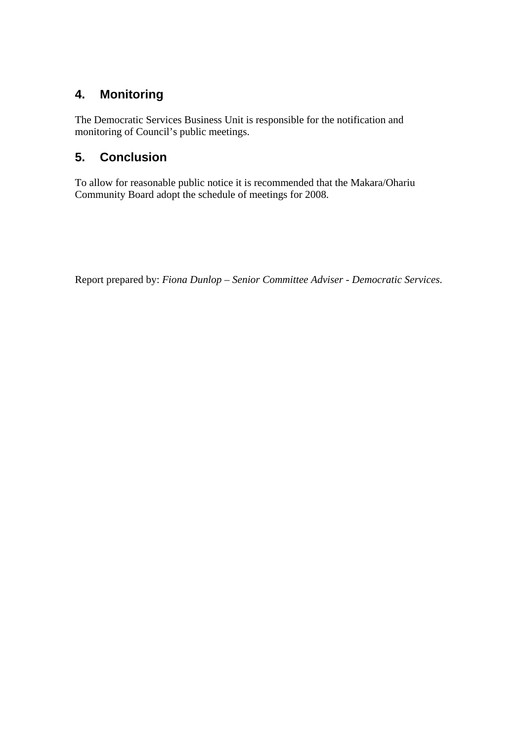## 4. Monitoring

The Democratic Services Business Unit is responsible for the notification and monitoring of Council's public meetings.

## 5. Conclusion

To allow for reasonable public notice it is recommended that the Makara/Ohariu Community Board adopt the schedule of meetings for 2008.

Report prepared by: *Fiona Dunlop – Senior Committee Adviser - Democratic Services.*